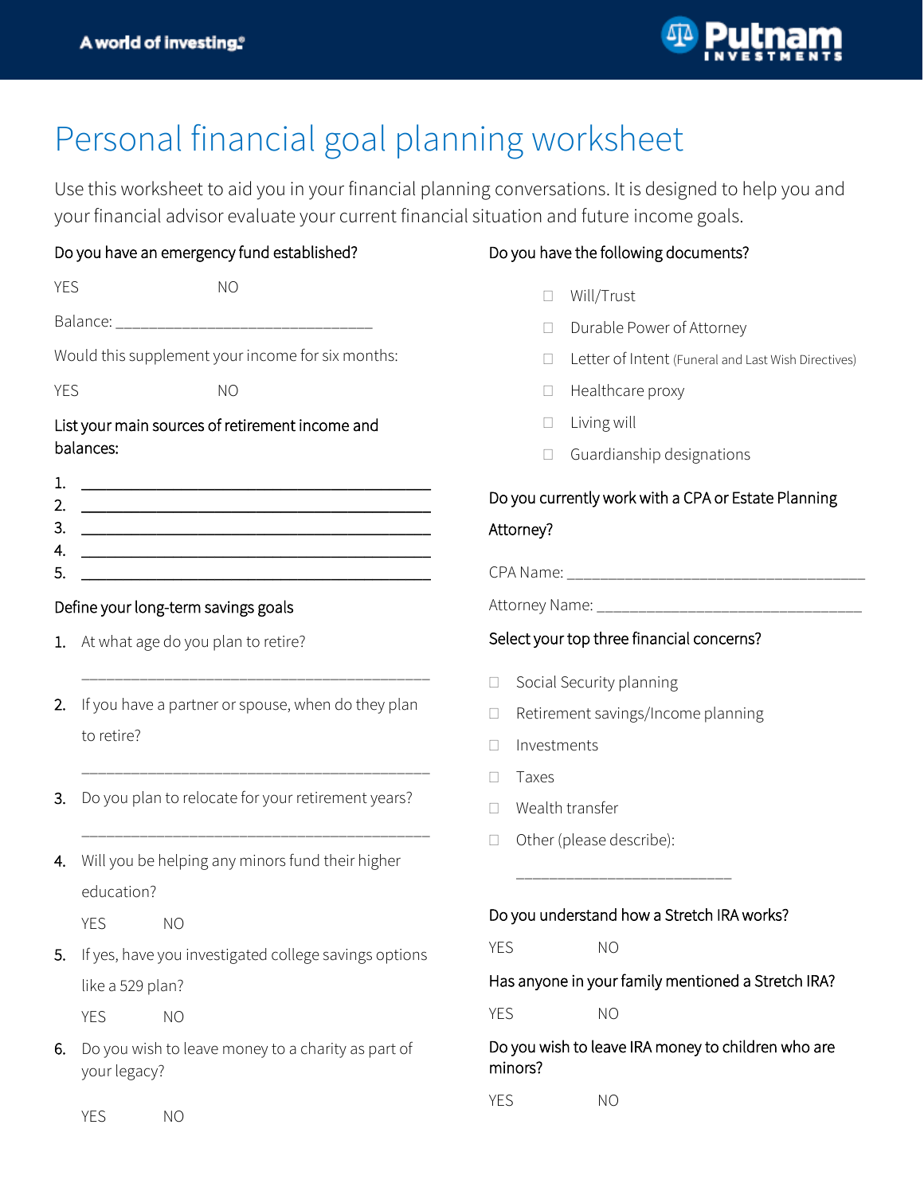A world of investing.

Putnam INVESTMENTS

# Personal financial goal planning worksheet

Use this worksheet to aid you in your financial planning conversations. It is designed to help you and your financial advisor evaluate your current financial situation and future income goals.

### Do you have an emergency fund established?

YES NO

Balance: ______________________________

Would this supplement your income for six months:

YES NO

### List your main sources of retirement income and balances:

1. ________________________________________
2. ________________________________________
3. ________________________________________
4. ________________________________________
5. ________________________________________

### Define your long-term savings goals

1. At what age do you plan to retire?

   ________________________________________

2. If you have a partner or spouse, when do they plan to retire?

   ________________________________________

3. Do you plan to relocate for your retirement years?

   ________________________________________

4. Will you be helping any minors fund their higher education?

   YES NO

5. If yes, have you investigated college savings options like a 529 plan?

   YES NO

6. Do you wish to leave money to a charity as part of your legacy?

   YES NO

### Do you have the following documents?

- ☐ Will/Trust
- ☐ Durable Power of Attorney
- ☐ Letter of Intent (Funeral and Last Wish Directives)
- ☐ Healthcare proxy
- ☐ Living will
- ☐ Guardianship designations

### Do you currently work with a CPA or Estate Planning Attorney?

CPA Name: ____________________________________

Attorney Name: ________________________________

### Select your top three financial concerns?

- ☐ Social Security planning
- ☐ Retirement savings/Income planning
- ☐ Investments
- ☐ Taxes
- ☐ Wealth transfer
- ☐ Other (please describe):

  __________________________

### Do you understand how a Stretch IRA works?

YES NO

### Has anyone in your family mentioned a Stretch IRA?

YES NO

### Do you wish to leave IRA money to children who are minors?

YES NO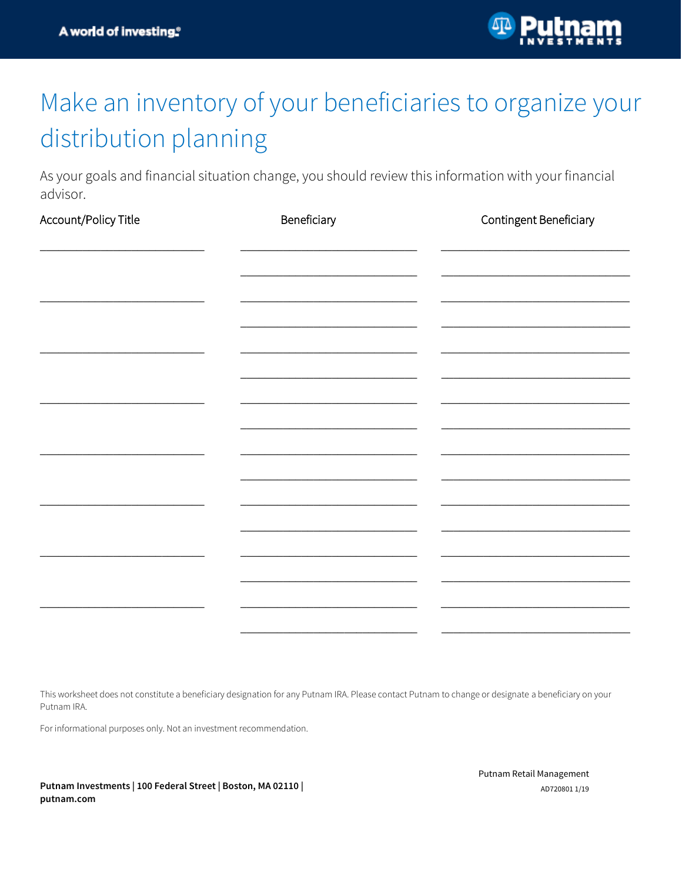A world of investing.®

**Putnam INVESTMENTS**

# Make an inventory of your beneficiaries to organize your distribution planning

As your goals and financial situation change, you should review this information with your financial advisor.

| Account/Policy Title | Beneficiary | Contingent Beneficiary |
|---|---|---|
| ____________________ | ____________________ | ____________________ |
| | ____________________ | ____________________ |
| ____________________ | ____________________ | ____________________ |
| | ____________________ | ____________________ |
| ____________________ | ____________________ | ____________________ |
| | ____________________ | ____________________ |
| ____________________ | ____________________ | ____________________ |
| | ____________________ | ____________________ |
| ____________________ | ____________________ | ____________________ |
| | ____________________ | ____________________ |
| ____________________ | ____________________ | ____________________ |
| | ____________________ | ____________________ |
| ____________________ | ____________________ | ____________________ |
| | ____________________ | ____________________ |
| ____________________ | ____________________ | ____________________ |
| | ____________________ | ____________________ |

This worksheet does not constitute a beneficiary designation for any Putnam IRA. Please contact Putnam to change or designate a beneficiary on your Putnam IRA.

For informational purposes only. Not an investment recommendation.

**Putnam Investments | 100 Federal Street | Boston, MA 02110 | putnam.com**

Putnam Retail Management

AD720801 1/19